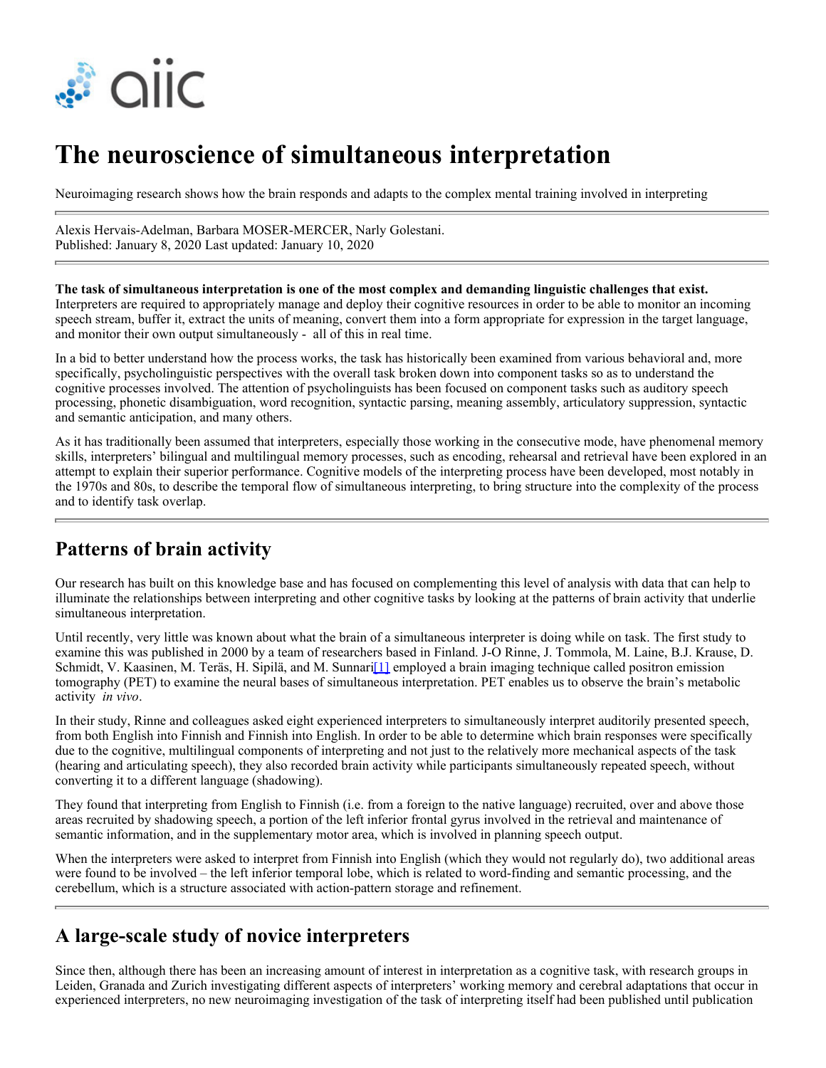# The neuroscience of simultaneous interpretation

Neuroimaging research shows how the brain responds and adapts to the complex mental training involved in interpreting

Alexis Hervais-Adelman, Barbara MOSER-MERCER, Narly Golestani.
Published: January 8, 2020 Last updated: January 10, 2020

**The task of simultaneous interpretation is one of the most complex and demanding linguistic challenges that exist.** Interpreters are required to appropriately manage and deploy their cognitive resources in order to be able to monitor an incoming speech stream, buffer it, extract the units of meaning, convert them into a form appropriate for expression in the target language, and monitor their own output simultaneously - all of this in real time.

In a bid to better understand how the process works, the task has historically been examined from various behavioral and, more specifically, psycholinguistic perspectives with the overall task broken down into component tasks so as to understand the cognitive processes involved. The attention of psycholinguists has been focused on component tasks such as auditory speech processing, phonetic disambiguation, word recognition, syntactic parsing, meaning assembly, articulatory suppression, syntactic and semantic anticipation, and many others.

As it has traditionally been assumed that interpreters, especially those working in the consecutive mode, have phenomenal memory skills, interpreters' bilingual and multilingual memory processes, such as encoding, rehearsal and retrieval have been explored in an attempt to explain their superior performance. Cognitive models of the interpreting process have been developed, most notably in the 1970s and 80s, to describe the temporal flow of simultaneous interpreting, to bring structure into the complexity of the process and to identify task overlap.

## Patterns of brain activity

Our research has built on this knowledge base and has focused on complementing this level of analysis with data that can help to illuminate the relationships between interpreting and other cognitive tasks by looking at the patterns of brain activity that underlie simultaneous interpretation.

Until recently, very little was known about what the brain of a simultaneous interpreter is doing while on task. The first study to examine this was published in 2000 by a team of researchers based in Finland. J-O Rinne, J. Tommola, M. Laine, B.J. Krause, D. Schmidt, V. Kaasinen, M. Teräs, H. Sipilä, and M. Sunnari[1] employed a brain imaging technique called positron emission tomography (PET) to examine the neural bases of simultaneous interpretation. PET enables us to observe the brain's metabolic activity *in vivo*.

In their study, Rinne and colleagues asked eight experienced interpreters to simultaneously interpret auditorily presented speech, from both English into Finnish and Finnish into English. In order to be able to determine which brain responses were specifically due to the cognitive, multilingual components of interpreting and not just to the relatively more mechanical aspects of the task (hearing and articulating speech), they also recorded brain activity while participants simultaneously repeated speech, without converting it to a different language (shadowing).

They found that interpreting from English to Finnish (i.e. from a foreign to the native language) recruited, over and above those areas recruited by shadowing speech, a portion of the left inferior frontal gyrus involved in the retrieval and maintenance of semantic information, and in the supplementary motor area, which is involved in planning speech output.

When the interpreters were asked to interpret from Finnish into English (which they would not regularly do), two additional areas were found to be involved – the left inferior temporal lobe, which is related to word-finding and semantic processing, and the cerebellum, which is a structure associated with action-pattern storage and refinement.

## A large-scale study of novice interpreters

Since then, although there has been an increasing amount of interest in interpretation as a cognitive task, with research groups in Leiden, Granada and Zurich investigating different aspects of interpreters' working memory and cerebral adaptations that occur in experienced interpreters, no new neuroimaging investigation of the task of interpreting itself had been published until publication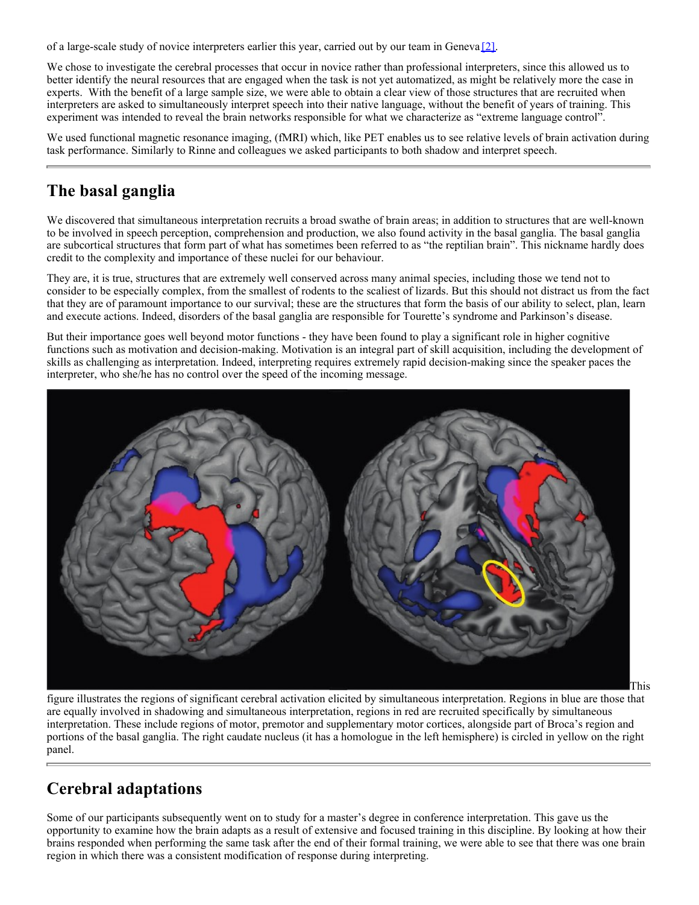of a large-scale study of novice interpreters earlier this year, carried out by our team in Geneva [2].

We chose to investigate the cerebral processes that occur in novice rather than professional interpreters, since this allowed us to better identify the neural resources that are engaged when the task is not yet automatized, as might be relatively more the case in experts. With the benefit of a large sample size, we were able to obtain a clear view of those structures that are recruited when interpreters are asked to simultaneously interpret speech into their native language, without the benefit of years of training. This experiment was intended to reveal the brain networks responsible for what we characterize as "extreme language control".

We used functional magnetic resonance imaging, (fMRI) which, like PET enables us to see relative levels of brain activation during task performance. Similarly to Rinne and colleagues we asked participants to both shadow and interpret speech.

## The basal ganglia

We discovered that simultaneous interpretation recruits a broad swathe of brain areas; in addition to structures that are well-known to be involved in speech perception, comprehension and production, we also found activity in the basal ganglia. The basal ganglia are subcortical structures that form part of what has sometimes been referred to as "the reptilian brain". This nickname hardly does credit to the complexity and importance of these nuclei for our behaviour.

They are, it is true, structures that are extremely well conserved across many animal species, including those we tend not to consider to be especially complex, from the smallest of rodents to the scaliest of lizards. But this should not distract us from the fact that they are of paramount importance to our survival; these are the structures that form the basis of our ability to select, plan, learn and execute actions. Indeed, disorders of the basal ganglia are responsible for Tourette's syndrome and Parkinson's disease.

But their importance goes well beyond motor functions - they have been found to play a significant role in higher cognitive functions such as motivation and decision-making. Motivation is an integral part of skill acquisition, including the development of skills as challenging as interpretation. Indeed, interpreting requires extremely rapid decision-making since the speaker paces the interpreter, who she/he has no control over the speed of the incoming message.

This figure illustrates the regions of significant cerebral activation elicited by simultaneous interpretation. Regions in blue are those that are equally involved in shadowing and simultaneous interpretation, regions in red are recruited specifically by simultaneous interpretation. These include regions of motor, premotor and supplementary motor cortices, alongside part of Broca's region and portions of the basal ganglia. The right caudate nucleus (it has a homologue in the left hemisphere) is circled in yellow on the right panel.

## Cerebral adaptations

Some of our participants subsequently went on to study for a master's degree in conference interpretation. This gave us the opportunity to examine how the brain adapts as a result of extensive and focused training in this discipline. By looking at how their brains responded when performing the same task after the end of their formal training, we were able to see that there was one brain region in which there was a consistent modification of response during interpreting.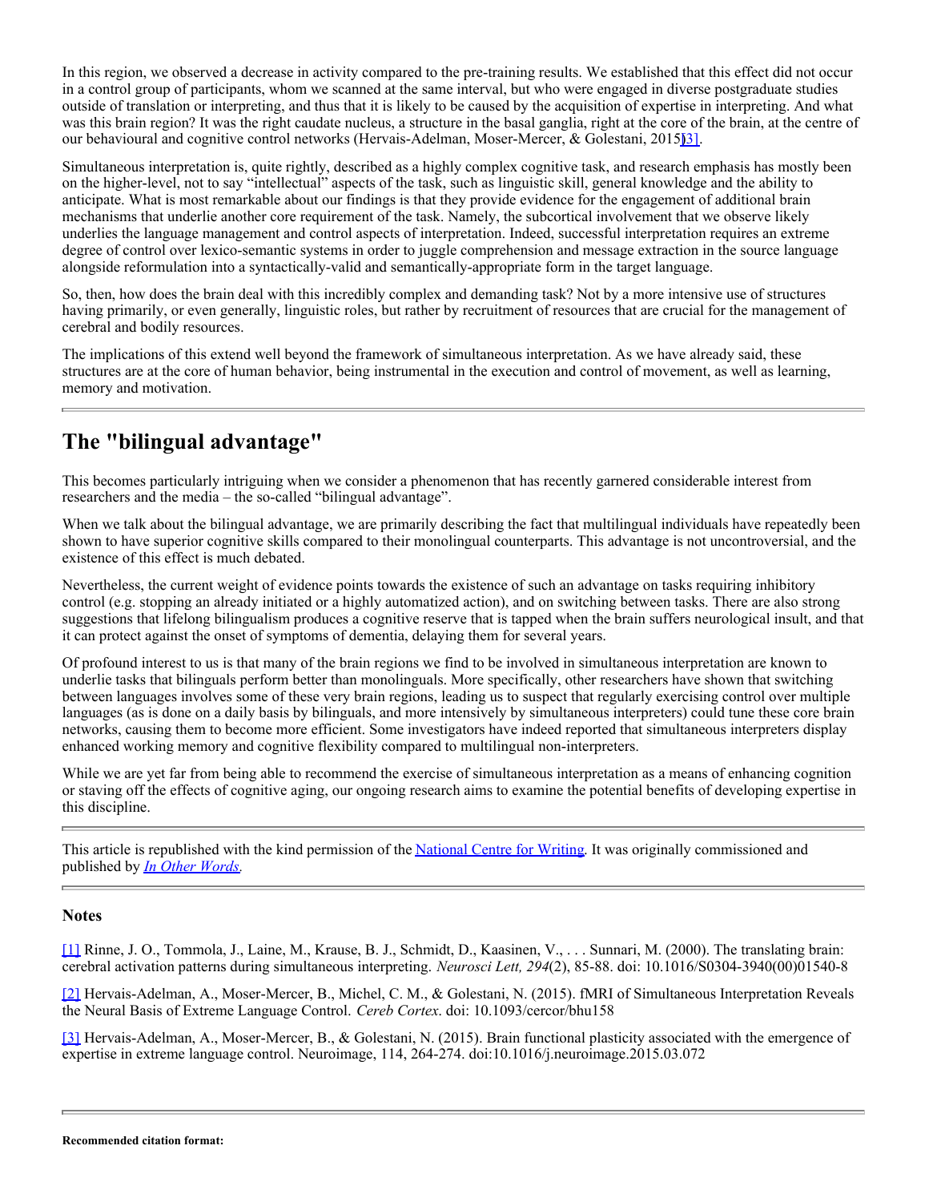In this region, we observed a decrease in activity compared to the pre-training results. We established that this effect did not occur in a control group of participants, whom we scanned at the same interval, but who were engaged in diverse postgraduate studies outside of translation or interpreting, and thus that it is likely to be caused by the acquisition of expertise in interpreting. And what was this brain region? It was the right caudate nucleus, a structure in the basal ganglia, right at the core of the brain, at the centre of our behavioural and cognitive control networks (Hervais-Adelman, Moser-Mercer, & Golestani, 2015)[3].

Simultaneous interpretation is, quite rightly, described as a highly complex cognitive task, and research emphasis has mostly been on the higher-level, not to say "intellectual" aspects of the task, such as linguistic skill, general knowledge and the ability to anticipate. What is most remarkable about our findings is that they provide evidence for the engagement of additional brain mechanisms that underlie another core requirement of the task. Namely, the subcortical involvement that we observe likely underlies the language management and control aspects of interpretation. Indeed, successful interpretation requires an extreme degree of control over lexico-semantic systems in order to juggle comprehension and message extraction in the source language alongside reformulation into a syntactically-valid and semantically-appropriate form in the target language.

So, then, how does the brain deal with this incredibly complex and demanding task? Not by a more intensive use of structures having primarily, or even generally, linguistic roles, but rather by recruitment of resources that are crucial for the management of cerebral and bodily resources.

The implications of this extend well beyond the framework of simultaneous interpretation. As we have already said, these structures are at the core of human behavior, being instrumental in the execution and control of movement, as well as learning, memory and motivation.

---

## The "bilingual advantage"

This becomes particularly intriguing when we consider a phenomenon that has recently garnered considerable interest from researchers and the media – the so-called "bilingual advantage".

When we talk about the bilingual advantage, we are primarily describing the fact that multilingual individuals have repeatedly been shown to have superior cognitive skills compared to their monolingual counterparts. This advantage is not uncontroversial, and the existence of this effect is much debated.

Nevertheless, the current weight of evidence points towards the existence of such an advantage on tasks requiring inhibitory control (e.g. stopping an already initiated or a highly automatized action), and on switching between tasks. There are also strong suggestions that lifelong bilingualism produces a cognitive reserve that is tapped when the brain suffers neurological insult, and that it can protect against the onset of symptoms of dementia, delaying them for several years.

Of profound interest to us is that many of the brain regions we find to be involved in simultaneous interpretation are known to underlie tasks that bilinguals perform better than monolinguals. More specifically, other researchers have shown that switching between languages involves some of these very brain regions, leading us to suspect that regularly exercising control over multiple languages (as is done on a daily basis by bilinguals, and more intensively by simultaneous interpreters) could tune these core brain networks, causing them to become more efficient. Some investigators have indeed reported that simultaneous interpreters display enhanced working memory and cognitive flexibility compared to multilingual non-interpreters.

While we are yet far from being able to recommend the exercise of simultaneous interpretation as a means of enhancing cognition or staving off the effects of cognitive aging, our ongoing research aims to examine the potential benefits of developing expertise in this discipline.

---

This article is republished with the kind permission of the National Centre for Writing. It was originally commissioned and published by *In Other Words.*

---

### Notes

[1] Rinne, J. O., Tommola, J., Laine, M., Krause, B. J., Schmidt, D., Kaasinen, V., . . . Sunnari, M. (2000). The translating brain: cerebral activation patterns during simultaneous interpreting. *Neurosci Lett, 294*(2), 85-88. doi: 10.1016/S0304-3940(00)01540-8

[2] Hervais-Adelman, A., Moser-Mercer, B., Michel, C. M., & Golestani, N. (2015). fMRI of Simultaneous Interpretation Reveals the Neural Basis of Extreme Language Control. *Cereb Cortex*. doi: 10.1093/cercor/bhu158

[3] Hervais-Adelman, A., Moser-Mercer, B., & Golestani, N. (2015). Brain functional plasticity associated with the emergence of expertise in extreme language control. Neuroimage, 114, 264-274. doi:10.1016/j.neuroimage.2015.03.072

---

**Recommended citation format:**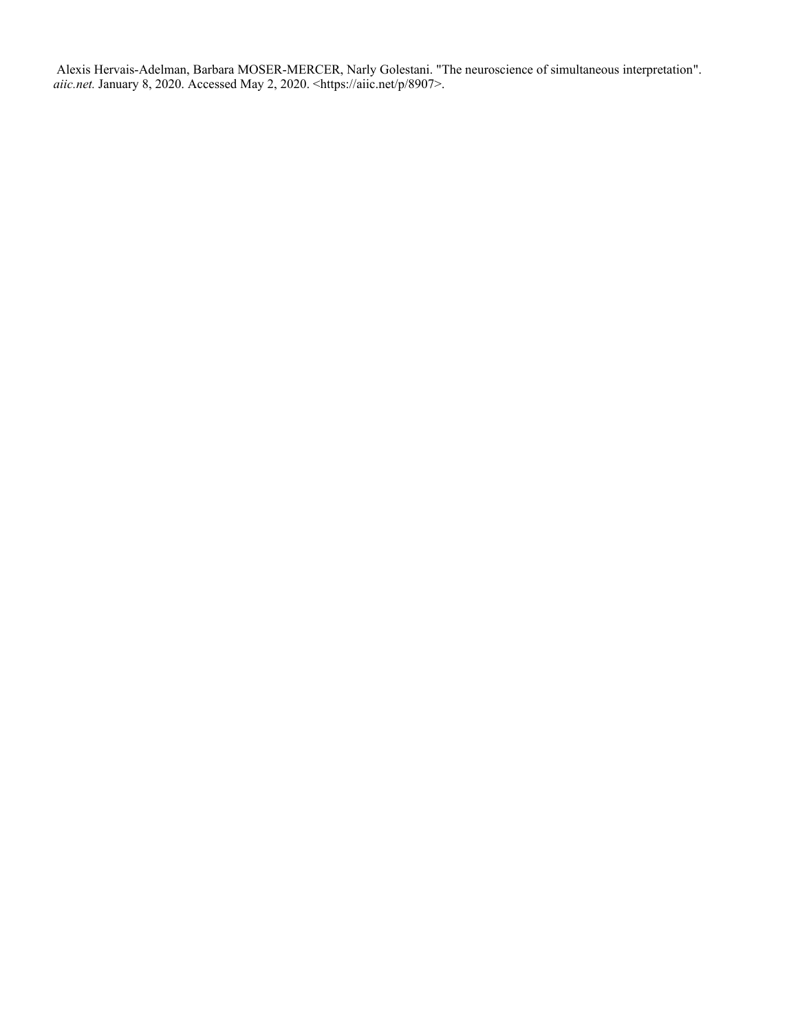Alexis Hervais-Adelman, Barbara MOSER-MERCER, Narly Golestani. "The neuroscience of simultaneous interpretation". *aiic.net.* January 8, 2020. Accessed May 2, 2020. <https://aiic.net/p/8907>.